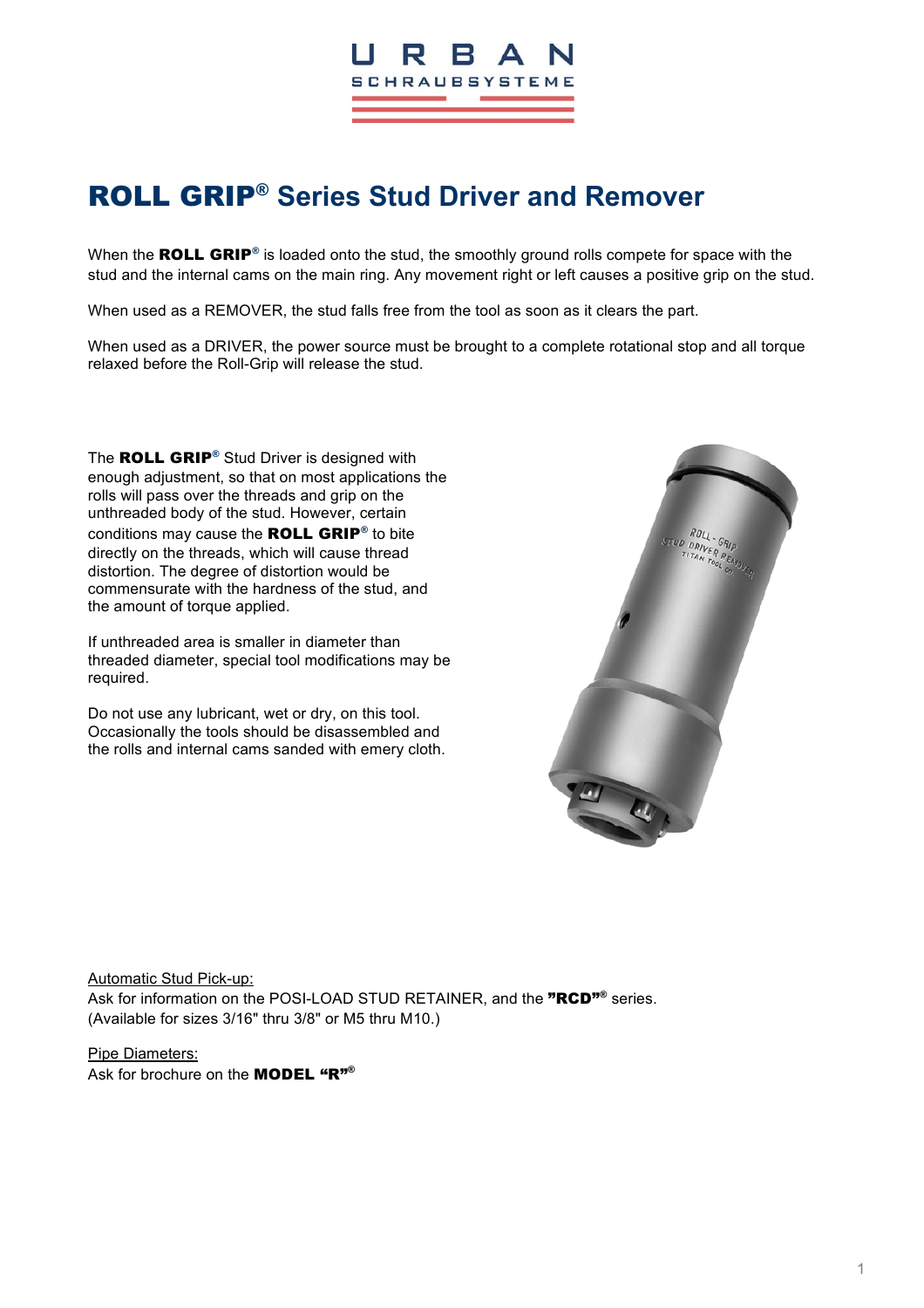# **ROLL GRIP**® Series Stud Driver and Remover

When the **ROLL GRIP**® is loaded onto the stud, the smoothly ground rolls compete for space with the stud and the internal cams on the main ring. Any movement right or left causes a positive grip on the stud.

When used as a REMOVER, the stud falls free from the tool as soon as it clears the part.

When used as a DRIVER, the power source must be brought to a complete rotational stop and all torque relaxed before the Roll-Grip will release the stud.

The **ROLL GRIP**® Stud Driver is designed with enough adjustment, so that on most applications the rolls will pass over the threads and grip on the unthreaded body of the stud. However, certain conditions may cause the **ROLL GRIP**® to bite directly on the threads, which will cause thread distortion. The degree of distortion would be commensurate with the hardness of the stud, and the amount of torque applied.

If unthreaded area is smaller in diameter than threaded diameter, special tool modifications may be required.

Do not use any lubricant, wet or dry, on this tool. Occasionally the tools should be disassembled and the rolls and internal cams sanded with emery cloth.

Automatic Stud Pick-up:
Ask for information on the POSI-LOAD STUD RETAINER, and the **"RCD"**® series. (Available for sizes 3/16" thru 3/8" or M5 thru M10.)

Pipe Diameters:
Ask for brochure on the **MODEL "R"**®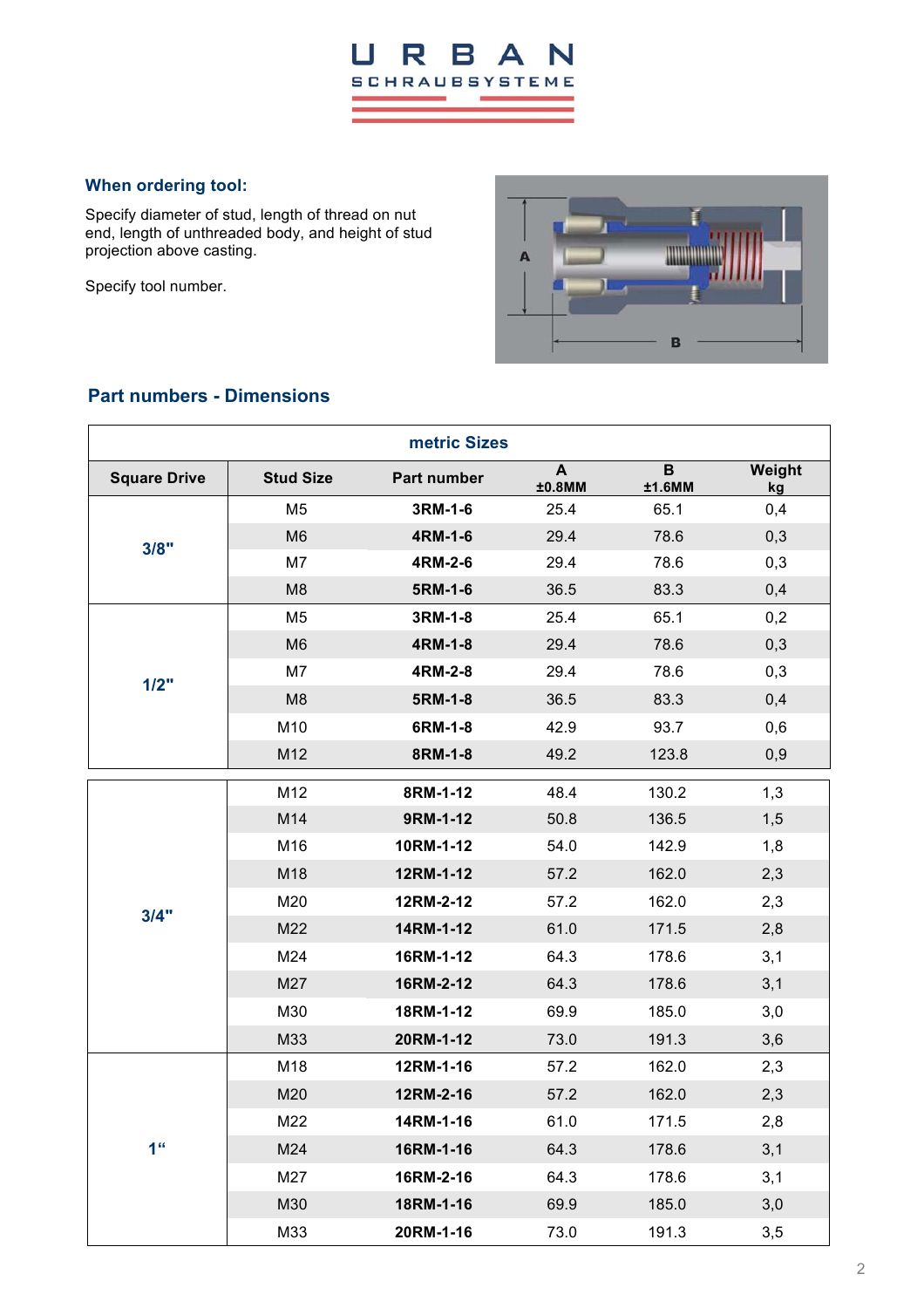### When ordering tool:

Specify diameter of stud, length of thread on nut end, length of unthreaded body, and height of stud projection above casting.

Specify tool number.

## Part numbers - Dimensions

| metric Sizes | | | | | |
|---|---|---|---|---|---|
| **Square Drive** | **Stud Size** | **Part number** | **A ±0.8MM** | **B ±1.6MM** | **Weight kg** |
| **3/8"** | M5 | **3RM-1-6** | 25.4 | 65.1 | 0,4 |
| | M6 | **4RM-1-6** | 29.4 | 78.6 | 0,3 |
| | M7 | **4RM-2-6** | 29.4 | 78.6 | 0,3 |
| | M8 | **5RM-1-6** | 36.5 | 83.3 | 0,4 |
| **1/2"** | M5 | **3RM-1-8** | 25.4 | 65.1 | 0,2 |
| | M6 | **4RM-1-8** | 29.4 | 78.6 | 0,3 |
| | M7 | **4RM-2-8** | 29.4 | 78.6 | 0,3 |
| | M8 | **5RM-1-8** | 36.5 | 83.3 | 0,4 |
| | M10 | **6RM-1-8** | 42.9 | 93.7 | 0,6 |
| | M12 | **8RM-1-8** | 49.2 | 123.8 | 0,9 |
| **3/4"** | M12 | **8RM-1-12** | 48.4 | 130.2 | 1,3 |
| | M14 | **9RM-1-12** | 50.8 | 136.5 | 1,5 |
| | M16 | **10RM-1-12** | 54.0 | 142.9 | 1,8 |
| | M18 | **12RM-1-12** | 57.2 | 162.0 | 2,3 |
| | M20 | **12RM-2-12** | 57.2 | 162.0 | 2,3 |
| | M22 | **14RM-1-12** | 61.0 | 171.5 | 2,8 |
| | M24 | **16RM-1-12** | 64.3 | 178.6 | 3,1 |
| | M27 | **16RM-2-12** | 64.3 | 178.6 | 3,1 |
| | M30 | **18RM-1-12** | 69.9 | 185.0 | 3,0 |
| | M33 | **20RM-1-12** | 73.0 | 191.3 | 3,6 |
| **1"** | M18 | **12RM-1-16** | 57.2 | 162.0 | 2,3 |
| | M20 | **12RM-2-16** | 57.2 | 162.0 | 2,3 |
| | M22 | **14RM-1-16** | 61.0 | 171.5 | 2,8 |
| | M24 | **16RM-1-16** | 64.3 | 178.6 | 3,1 |
| | M27 | **16RM-2-16** | 64.3 | 178.6 | 3,1 |
| | M30 | **18RM-1-16** | 69.9 | 185.0 | 3,0 |
| | M33 | **20RM-1-16** | 73.0 | 191.3 | 3,5 |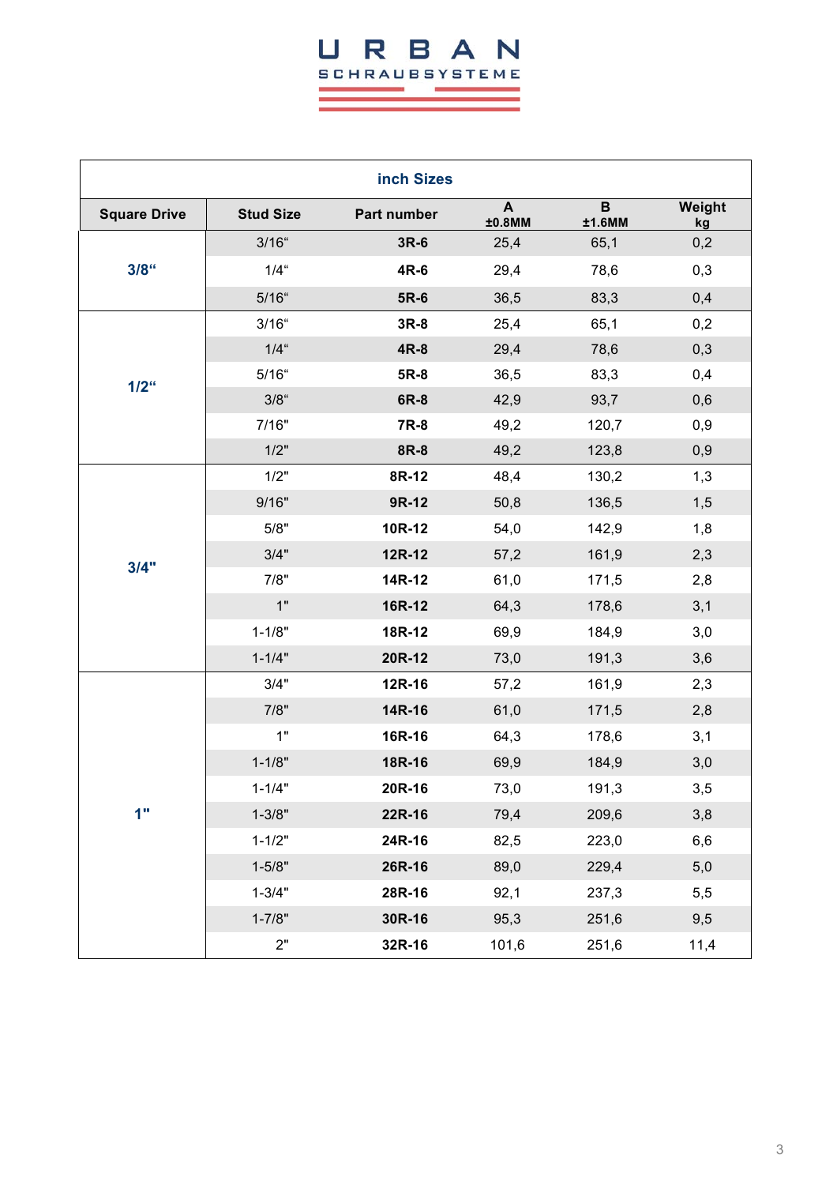URBAN
SCHRAUBSYSTEME

| inch Sizes | | | | | |
|---|---|---|---|---|---|
| **Square Drive** | **Stud Size** | **Part number** | **A ±0.8MM** | **B ±1.6MM** | **Weight kg** |
| **3/8“** | 3/16“ | **3R-6** | 25,4 | 65,1 | 0,2 |
| | 1/4“ | **4R-6** | 29,4 | 78,6 | 0,3 |
| | 5/16“ | **5R-6** | 36,5 | 83,3 | 0,4 |
| **1/2“** | 3/16“ | **3R-8** | 25,4 | 65,1 | 0,2 |
| | 1/4“ | **4R-8** | 29,4 | 78,6 | 0,3 |
| | 5/16“ | **5R-8** | 36,5 | 83,3 | 0,4 |
| | 3/8“ | **6R-8** | 42,9 | 93,7 | 0,6 |
| | 7/16" | **7R-8** | 49,2 | 120,7 | 0,9 |
| | 1/2" | **8R-8** | 49,2 | 123,8 | 0,9 |
| **3/4"** | 1/2" | **8R-12** | 48,4 | 130,2 | 1,3 |
| | 9/16" | **9R-12** | 50,8 | 136,5 | 1,5 |
| | 5/8" | **10R-12** | 54,0 | 142,9 | 1,8 |
| | 3/4" | **12R-12** | 57,2 | 161,9 | 2,3 |
| | 7/8" | **14R-12** | 61,0 | 171,5 | 2,8 |
| | 1" | **16R-12** | 64,3 | 178,6 | 3,1 |
| | 1-1/8" | **18R-12** | 69,9 | 184,9 | 3,0 |
| | 1-1/4" | **20R-12** | 73,0 | 191,3 | 3,6 |
| **1"** | 3/4" | **12R-16** | 57,2 | 161,9 | 2,3 |
| | 7/8" | **14R-16** | 61,0 | 171,5 | 2,8 |
| | 1" | **16R-16** | 64,3 | 178,6 | 3,1 |
| | 1-1/8" | **18R-16** | 69,9 | 184,9 | 3,0 |
| | 1-1/4" | **20R-16** | 73,0 | 191,3 | 3,5 |
| | 1-3/8" | **22R-16** | 79,4 | 209,6 | 3,8 |
| | 1-1/2" | **24R-16** | 82,5 | 223,0 | 6,6 |
| | 1-5/8" | **26R-16** | 89,0 | 229,4 | 5,0 |
| | 1-3/4" | **28R-16** | 92,1 | 237,3 | 5,5 |
| | 1-7/8" | **30R-16** | 95,3 | 251,6 | 9,5 |
| | 2" | **32R-16** | 101,6 | 251,6 | 11,4 |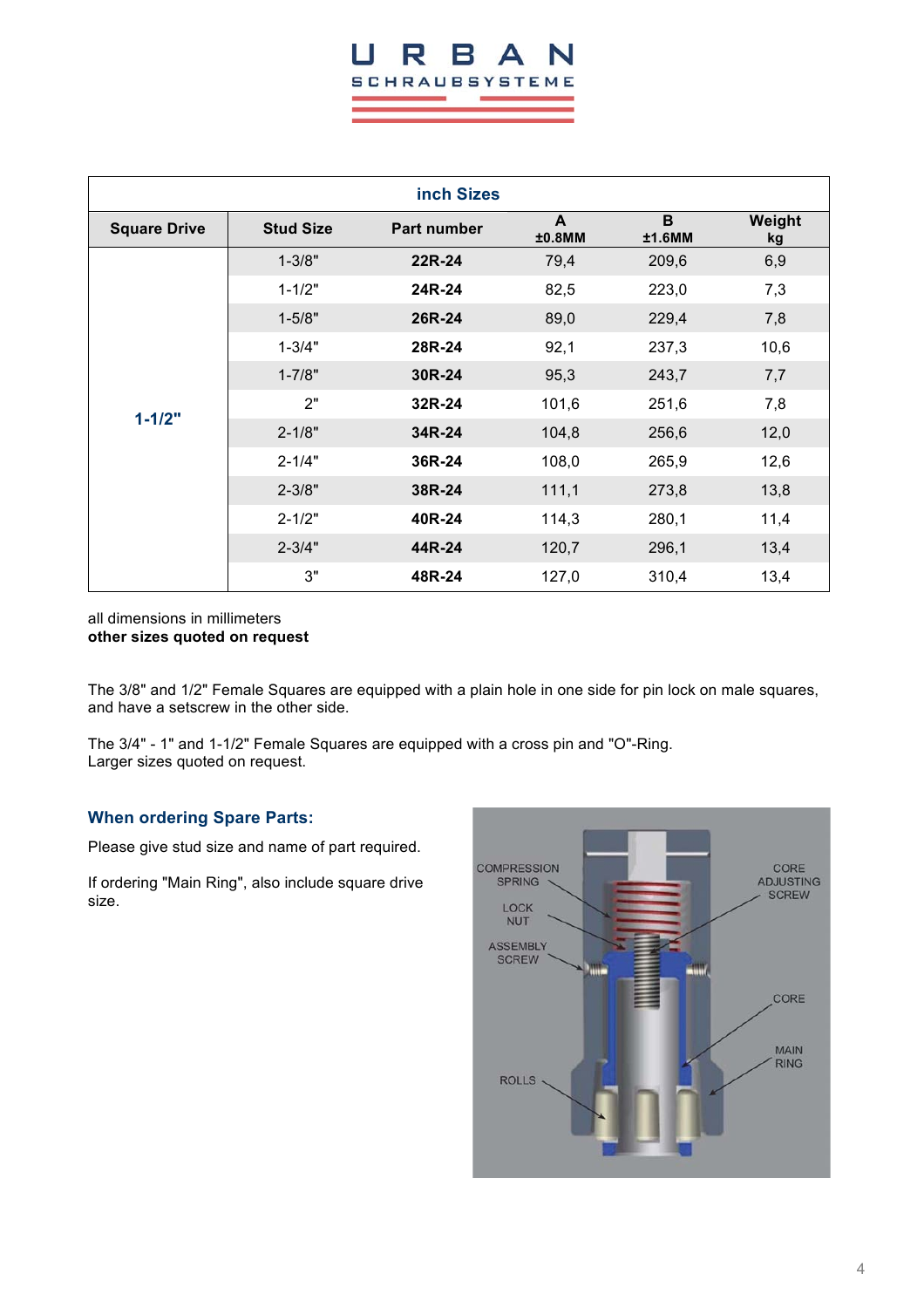URBAN

SCHRAUBSYSTEME

| inch Sizes | | | | | |
|---|---|---|---|---|---|
| **Square Drive** | **Stud Size** | **Part number** | **A ±0.8MM** | **B ±1.6MM** | **Weight kg** |
| **1-1/2"** | 1-3/8" | **22R-24** | 79,4 | 209,6 | 6,9 |
| | 1-1/2" | **24R-24** | 82,5 | 223,0 | 7,3 |
| | 1-5/8" | **26R-24** | 89,0 | 229,4 | 7,8 |
| | 1-3/4" | **28R-24** | 92,1 | 237,3 | 10,6 |
| | 1-7/8" | **30R-24** | 95,3 | 243,7 | 7,7 |
| | 2" | **32R-24** | 101,6 | 251,6 | 7,8 |
| | 2-1/8" | **34R-24** | 104,8 | 256,6 | 12,0 |
| | 2-1/4" | **36R-24** | 108,0 | 265,9 | 12,6 |
| | 2-3/8" | **38R-24** | 111,1 | 273,8 | 13,8 |
| | 2-1/2" | **40R-24** | 114,3 | 280,1 | 11,4 |
| | 2-3/4" | **44R-24** | 120,7 | 296,1 | 13,4 |
| | 3" | **48R-24** | 127,0 | 310,4 | 13,4 |

all dimensions in millimeters
**other sizes quoted on request**

The 3/8" and 1/2" Female Squares are equipped with a plain hole in one side for pin lock on male squares, and have a setscrew in the other side.

The 3/4" - 1" and 1-1/2" Female Squares are equipped with a cross pin and "O"-Ring.
Larger sizes quoted on request.

## When ordering Spare Parts:

Please give stud size and name of part required.

If ordering "Main Ring", also include square drive size.

COMPRESSION SPRING
LOCK NUT
ASSEMBLY SCREW
ROLLS
CORE ADJUSTING SCREW
CORE
MAIN RING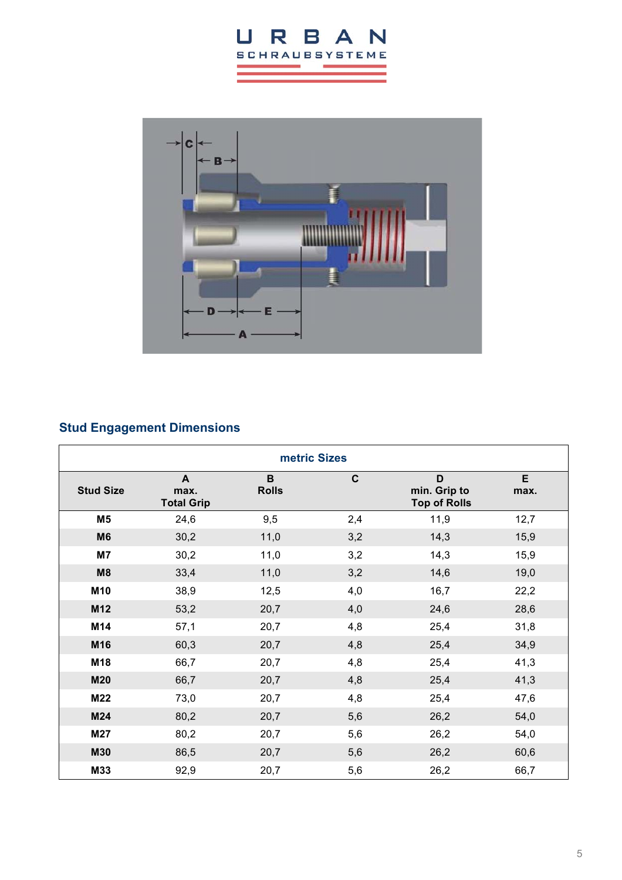## Stud Engagement Dimensions

| metric Sizes | | | | | |
|---|---|---|---|---|---|
| Stud Size | A max. Total Grip | B Rolls | C | D min. Grip to Top of Rolls | E max. |
| M5 | 24,6 | 9,5 | 2,4 | 11,9 | 12,7 |
| M6 | 30,2 | 11,0 | 3,2 | 14,3 | 15,9 |
| M7 | 30,2 | 11,0 | 3,2 | 14,3 | 15,9 |
| M8 | 33,4 | 11,0 | 3,2 | 14,6 | 19,0 |
| M10 | 38,9 | 12,5 | 4,0 | 16,7 | 22,2 |
| M12 | 53,2 | 20,7 | 4,0 | 24,6 | 28,6 |
| M14 | 57,1 | 20,7 | 4,8 | 25,4 | 31,8 |
| M16 | 60,3 | 20,7 | 4,8 | 25,4 | 34,9 |
| M18 | 66,7 | 20,7 | 4,8 | 25,4 | 41,3 |
| M20 | 66,7 | 20,7 | 4,8 | 25,4 | 41,3 |
| M22 | 73,0 | 20,7 | 4,8 | 25,4 | 47,6 |
| M24 | 80,2 | 20,7 | 5,6 | 26,2 | 54,0 |
| M27 | 80,2 | 20,7 | 5,6 | 26,2 | 54,0 |
| M30 | 86,5 | 20,7 | 5,6 | 26,2 | 60,6 |
| M33 | 92,9 | 20,7 | 5,6 | 26,2 | 66,7 |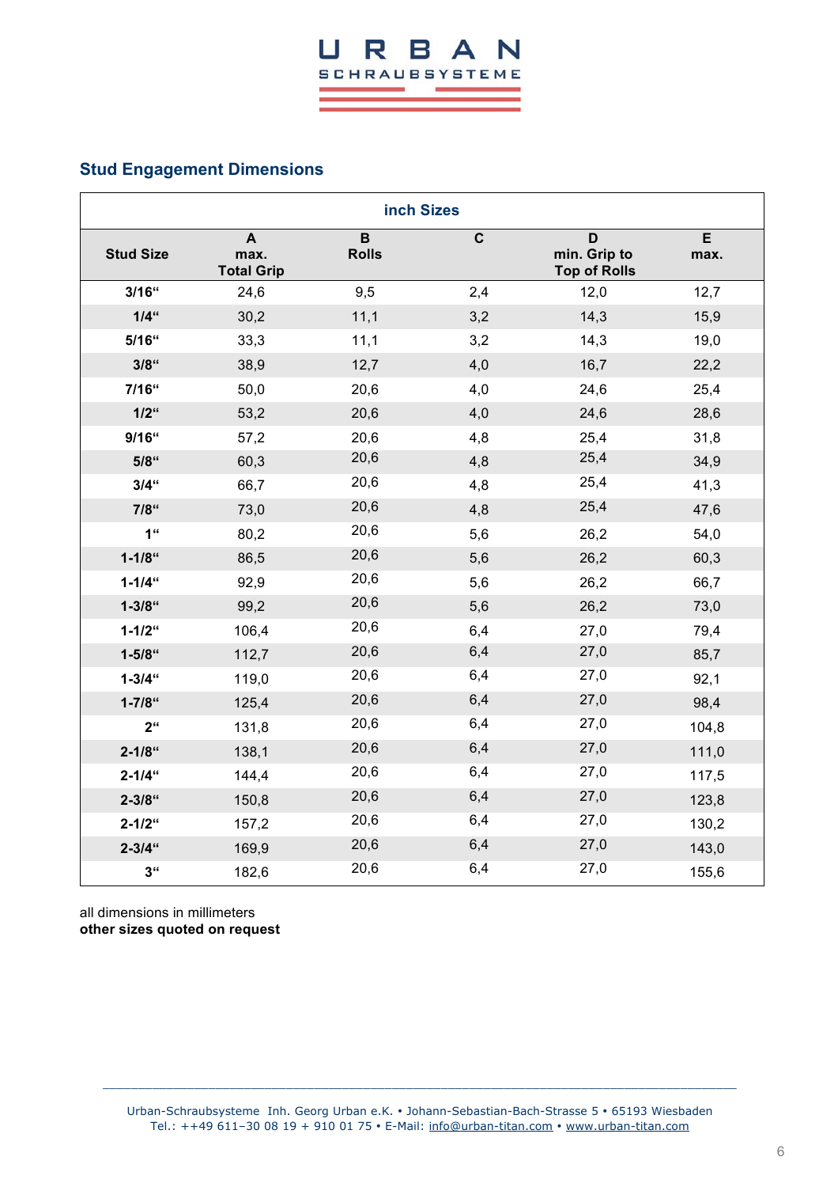## Stud Engagement Dimensions

| inch Sizes | | | | | |
|---|---|---|---|---|---|
| **Stud Size** | **A max. Total Grip** | **B Rolls** | **C** | **D min. Grip to Top of Rolls** | **E max.** |
| **3/16“** | 24,6 | 9,5 | 2,4 | 12,0 | 12,7 |
| **1/4“** | 30,2 | 11,1 | 3,2 | 14,3 | 15,9 |
| **5/16“** | 33,3 | 11,1 | 3,2 | 14,3 | 19,0 |
| **3/8“** | 38,9 | 12,7 | 4,0 | 16,7 | 22,2 |
| **7/16“** | 50,0 | 20,6 | 4,0 | 24,6 | 25,4 |
| **1/2“** | 53,2 | 20,6 | 4,0 | 24,6 | 28,6 |
| **9/16“** | 57,2 | 20,6 | 4,8 | 25,4 | 31,8 |
| **5/8“** | 60,3 | 20,6 | 4,8 | 25,4 | 34,9 |
| **3/4“** | 66,7 | 20,6 | 4,8 | 25,4 | 41,3 |
| **7/8“** | 73,0 | 20,6 | 4,8 | 25,4 | 47,6 |
| **1“** | 80,2 | 20,6 | 5,6 | 26,2 | 54,0 |
| **1-1/8“** | 86,5 | 20,6 | 5,6 | 26,2 | 60,3 |
| **1-1/4“** | 92,9 | 20,6 | 5,6 | 26,2 | 66,7 |
| **1-3/8“** | 99,2 | 20,6 | 5,6 | 26,2 | 73,0 |
| **1-1/2“** | 106,4 | 20,6 | 6,4 | 27,0 | 79,4 |
| **1-5/8“** | 112,7 | 20,6 | 6,4 | 27,0 | 85,7 |
| **1-3/4“** | 119,0 | 20,6 | 6,4 | 27,0 | 92,1 |
| **1-7/8“** | 125,4 | 20,6 | 6,4 | 27,0 | 98,4 |
| **2“** | 131,8 | 20,6 | 6,4 | 27,0 | 104,8 |
| **2-1/8“** | 138,1 | 20,6 | 6,4 | 27,0 | 111,0 |
| **2-1/4“** | 144,4 | 20,6 | 6,4 | 27,0 | 117,5 |
| **2-3/8“** | 150,8 | 20,6 | 6,4 | 27,0 | 123,8 |
| **2-1/2“** | 157,2 | 20,6 | 6,4 | 27,0 | 130,2 |
| **2-3/4“** | 169,9 | 20,6 | 6,4 | 27,0 | 143,0 |
| **3“** | 182,6 | 20,6 | 6,4 | 27,0 | 155,6 |

all dimensions in millimeters
**other sizes quoted on request**

Urban-Schraubsysteme Inh. Georg Urban e.K. • Johann-Sebastian-Bach-Strasse 5 • 65193 Wiesbaden
Tel.: ++49 611–30 08 19 + 910 01 75 • E-Mail: info@urban-titan.com • www.urban-titan.com